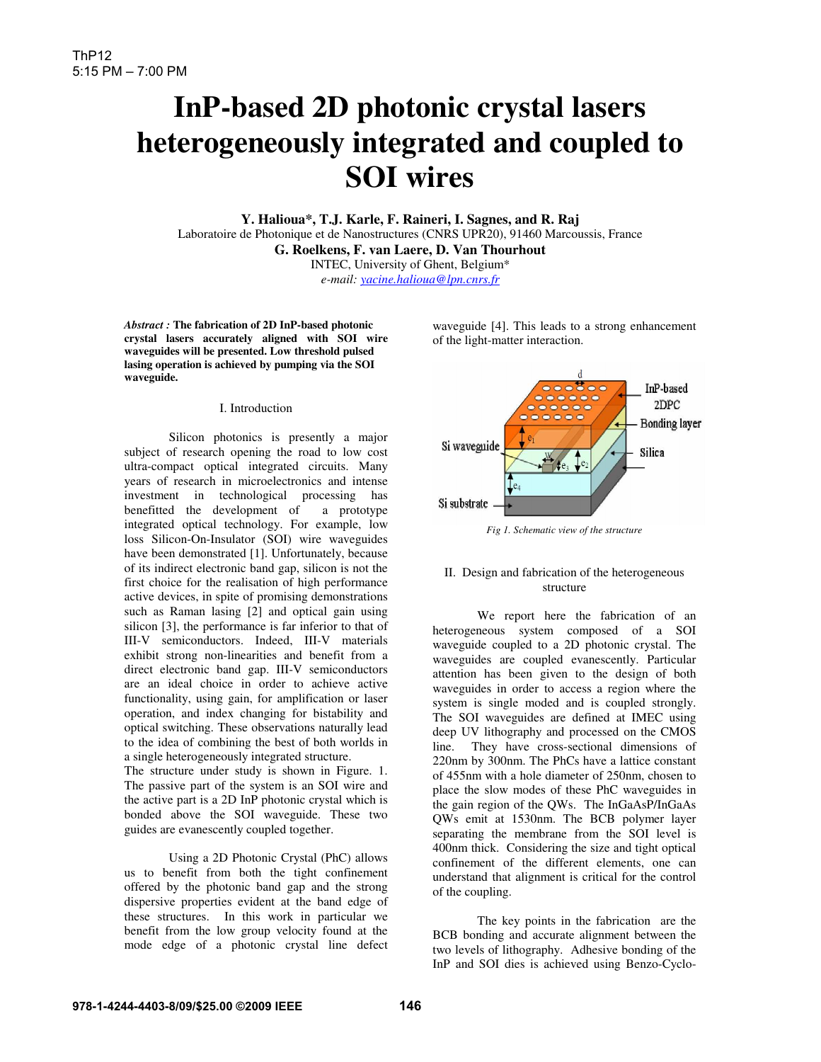# InP-based 2D photonic crystal lasers heterogeneously integrated and coupled to SOI wires

**Y. Halioua\*, T.J. Karle, F. Raineri, I. Sagnes, and R. Raj**
Laboratoire de Photonique et de Nanostructures (CNRS UPR20), 91460 Marcoussis, France
**G. Roelkens, F. van Laere, D. Van Thourhout**
INTEC, University of Ghent, Belgium\*
*e-mail: yacine.halioua@lpn.cnrs.fr*

***Abstract :*** **The fabrication of 2D InP-based photonic crystal lasers accurately aligned with SOI wire waveguides will be presented. Low threshold pulsed lasing operation is achieved by pumping via the SOI waveguide.**

## I. Introduction

Silicon photonics is presently a major subject of research opening the road to low cost ultra-compact optical integrated circuits. Many years of research in microelectronics and intense investment in technological processing has benefitted the development of a prototype integrated optical technology. For example, low loss Silicon-On-Insulator (SOI) wire waveguides have been demonstrated [1]. Unfortunately, because of its indirect electronic band gap, silicon is not the first choice for the realisation of high performance active devices, in spite of promising demonstrations such as Raman lasing [2] and optical gain using silicon [3], the performance is far inferior to that of III-V semiconductors. Indeed, III-V materials exhibit strong non-linearities and benefit from a direct electronic band gap. III-V semiconductors are an ideal choice in order to achieve active functionality, using gain, for amplification or laser operation, and index changing for bistability and optical switching. These observations naturally lead to the idea of combining the best of both worlds in a single heterogeneously integrated structure.
The structure under study is shown in Figure. 1. The passive part of the system is an SOI wire and the active part is a 2D InP photonic crystal which is bonded above the SOI waveguide. These two guides are evanescently coupled together.

Using a 2D Photonic Crystal (PhC) allows us to benefit from both the tight confinement offered by the photonic band gap and the strong dispersive properties evident at the band edge of these structures. In this work in particular we benefit from the low group velocity found at the mode edge of a photonic crystal line defect waveguide [4]. This leads to a strong enhancement of the light-matter interaction.

*Fig 1. Schematic view of the structure*

## II. Design and fabrication of the heterogeneous structure

We report here the fabrication of an heterogeneous system composed of a SOI waveguide coupled to a 2D photonic crystal. The waveguides are coupled evanescently. Particular attention has been given to the design of both waveguides in order to access a region where the system is single moded and is coupled strongly. The SOI waveguides are defined at IMEC using deep UV lithography and processed on the CMOS line. They have cross-sectional dimensions of 220nm by 300nm. The PhCs have a lattice constant of 455nm with a hole diameter of 250nm, chosen to place the slow modes of these PhC waveguides in the gain region of the QWs. The InGaAsP/InGaAs QWs emit at 1530nm. The BCB polymer layer separating the membrane from the SOI level is 400nm thick. Considering the size and tight optical confinement of the different elements, one can understand that alignment is critical for the control of the coupling.

The key points in the fabrication are the BCB bonding and accurate alignment between the two levels of lithography. Adhesive bonding of the InP and SOI dies is achieved using Benzo-Cyclo-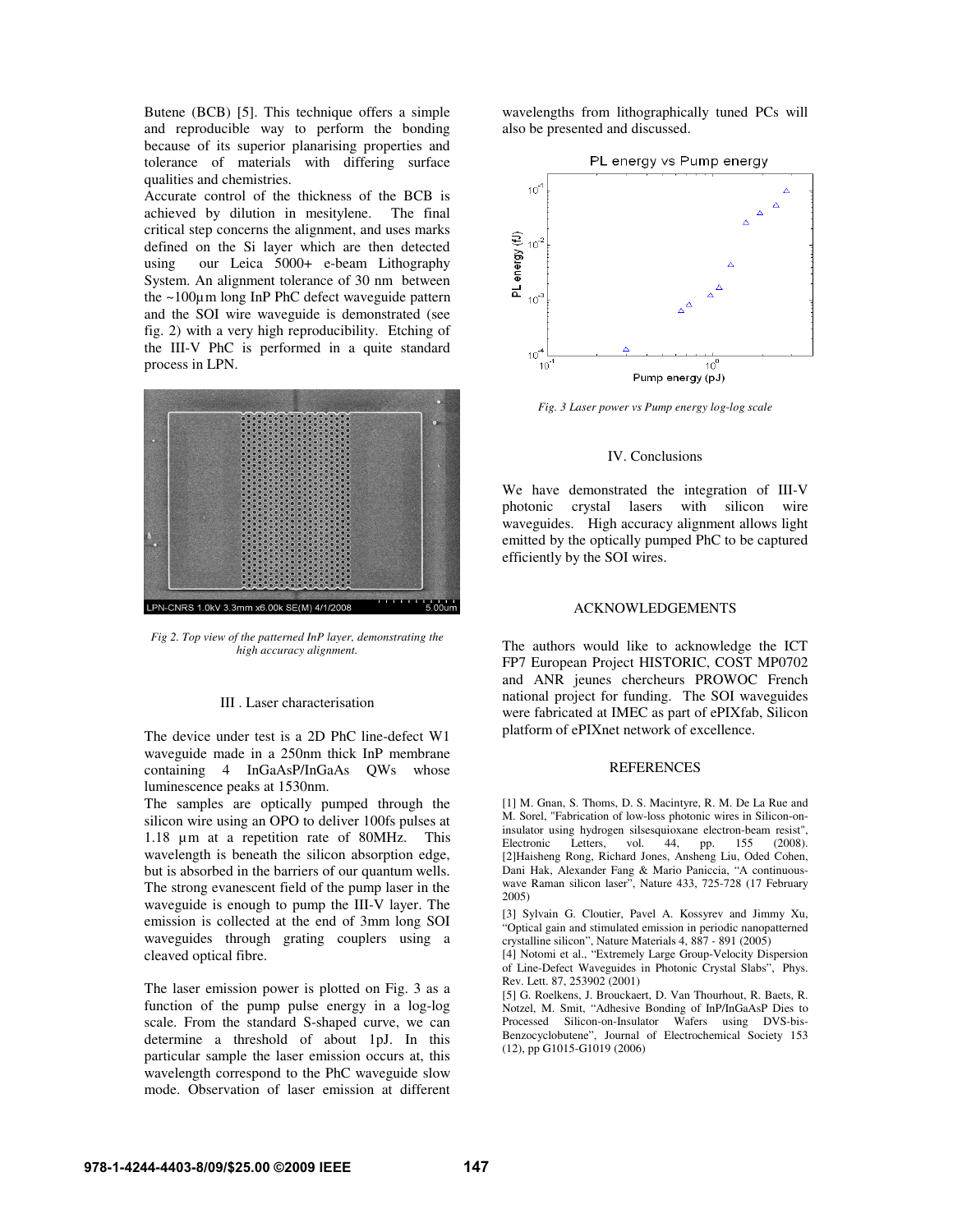Butene (BCB) [5]. This technique offers a simple and reproducible way to perform the bonding because of its superior planarising properties and tolerance of materials with differing surface qualities and chemistries.

Accurate control of the thickness of the BCB is achieved by dilution in mesitylene. The final critical step concerns the alignment, and uses marks defined on the Si layer which are then detected using our Leica 5000+ e-beam Lithography System. An alignment tolerance of 30 nm between the ~100µm long InP PhC defect waveguide pattern and the SOI wire waveguide is demonstrated (see fig. 2) with a very high reproducibility. Etching of the III-V PhC is performed in a quite standard process in LPN.

LPN-CNRS 1.0kV 3.3mm x6.00k SE(M) 4/1/2008 5.00um

*Fig 2. Top view of the patterned InP layer, demonstrating the high accuracy alignment.*

## III . Laser characterisation

The device under test is a 2D PhC line-defect W1 waveguide made in a 250nm thick InP membrane containing 4 InGaAsP/InGaAs QWs whose luminescence peaks at 1530nm.

The samples are optically pumped through the silicon wire using an OPO to deliver 100fs pulses at 1.18 µm at a repetition rate of 80MHz. This wavelength is beneath the silicon absorption edge, but is absorbed in the barriers of our quantum wells. The strong evanescent field of the pump laser in the waveguide is enough to pump the III-V layer. The emission is collected at the end of 3mm long SOI waveguides through grating couplers using a cleaved optical fibre.

The laser emission power is plotted on Fig. 3 as a function of the pump pulse energy in a log-log scale. From the standard S-shaped curve, we can determine a threshold of about 1pJ. In this particular sample the laser emission occurs at, this wavelength correspond to the PhC waveguide slow mode. Observation of laser emission at different wavelengths from lithographically tuned PCs will also be presented and discussed.

PL energy vs Pump energy

PL energy (fJ)

$10^{-1}$

$10^{-2}$

$10^{-3}$

$10^{-4}$

$10^{-1}$

$10^{0}$

Pump energy (pJ)

*Fig. 3 Laser power vs Pump energy log-log scale*

## IV. Conclusions

We have demonstrated the integration of III-V photonic crystal lasers with silicon wire waveguides. High accuracy alignment allows light emitted by the optically pumped PhC to be captured efficiently by the SOI wires.

## ACKNOWLEDGEMENTS

The authors would like to acknowledge the ICT FP7 European Project HISTORIC, COST MP0702 and ANR jeunes chercheurs PROWOC French national project for funding. The SOI waveguides were fabricated at IMEC as part of ePIXfab, Silicon platform of ePIXnet network of excellence.

## REFERENCES

[1] M. Gnan, S. Thoms, D. S. Macintyre, R. M. De La Rue and M. Sorel, "Fabrication of low-loss photonic wires in Silicon-on-insulator using hydrogen silsesquioxane electron-beam resist", Electronic Letters, vol. 44, pp. 155 (2008).

[2]Haisheng Rong, Richard Jones, Ansheng Liu, Oded Cohen, Dani Hak, Alexander Fang & Mario Paniccia, "A continuous-wave Raman silicon laser", Nature 433, 725-728 (17 February 2005)

[3] Sylvain G. Cloutier, Pavel A. Kossyrev and Jimmy Xu, "Optical gain and stimulated emission in periodic nanopatterned crystalline silicon", Nature Materials 4, 887 - 891 (2005)

[4] Notomi et al., "Extremely Large Group-Velocity Dispersion of Line-Defect Waveguides in Photonic Crystal Slabs", Phys. Rev. Lett. 87, 253902 (2001)

[5] G. Roelkens, J. Brouckaert, D. Van Thourhout, R. Baets, R. Notzel, M. Smit, "Adhesive Bonding of InP/InGaAsP Dies to Processed Silicon-on-Insulator Wafers using DVS-bis-Benzocyclobutene", Journal of Electrochemical Society 153 (12), pp G1015-G1019 (2006)